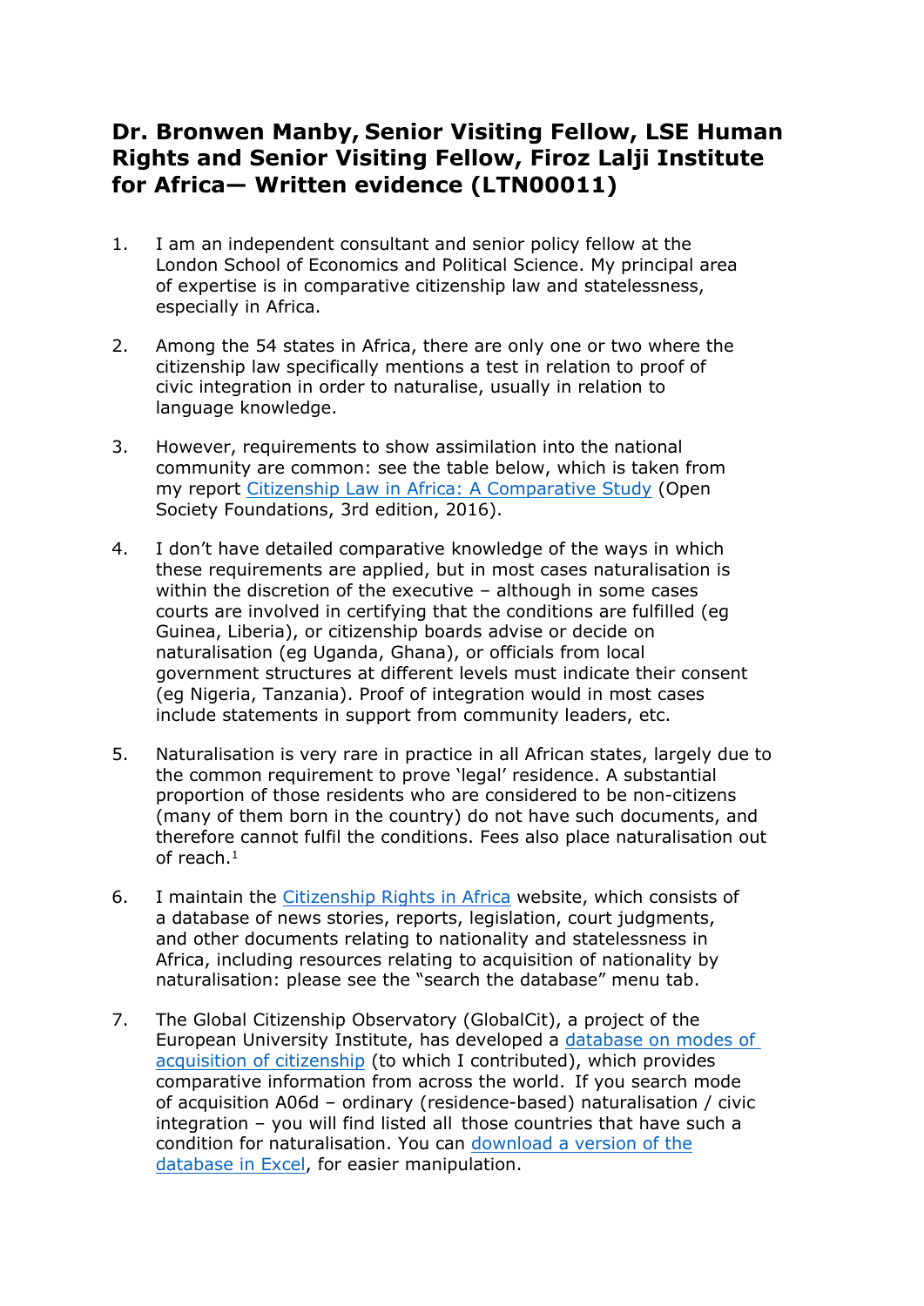# Dr. Bronwen Manby, Senior Visiting Fellow, LSE Human Rights and Senior Visiting Fellow, Firoz Lalji Institute for Africa— Written evidence (LTN00011)

1. I am an independent consultant and senior policy fellow at the London School of Economics and Political Science. My principal area of expertise is in comparative citizenship law and statelessness, especially in Africa.

2. Among the 54 states in Africa, there are only one or two where the citizenship law specifically mentions a test in relation to proof of civic integration in order to naturalise, usually in relation to language knowledge.

3. However, requirements to show assimilation into the national community are common: see the table below, which is taken from my report [Citizenship Law in Africa: A Comparative Study](#) (Open Society Foundations, 3rd edition, 2016).

4. I don't have detailed comparative knowledge of the ways in which these requirements are applied, but in most cases naturalisation is within the discretion of the executive – although in some cases courts are involved in certifying that the conditions are fulfilled (eg Guinea, Liberia), or citizenship boards advise or decide on naturalisation (eg Uganda, Ghana), or officials from local government structures at different levels must indicate their consent (eg Nigeria, Tanzania). Proof of integration would in most cases include statements in support from community leaders, etc.

5. Naturalisation is very rare in practice in all African states, largely due to the common requirement to prove 'legal' residence. A substantial proportion of those residents who are considered to be non-citizens (many of them born in the country) do not have such documents, and therefore cannot fulfil the conditions. Fees also place naturalisation out of reach.[1]

6. I maintain the [Citizenship Rights in Africa](#) website, which consists of a database of news stories, reports, legislation, court judgments, and other documents relating to nationality and statelessness in Africa, including resources relating to acquisition of nationality by naturalisation: please see the "search the database" menu tab.

7. The Global Citizenship Observatory (GlobalCit), a project of the European University Institute, has developed a [database on modes of acquisition of citizenship](#) (to which I contributed), which provides comparative information from across the world. If you search mode of acquisition A06d – ordinary (residence-based) naturalisation / civic integration – you will find listed all those countries that have such a condition for naturalisation. You can [download a version of the database in Excel](#), for easier manipulation.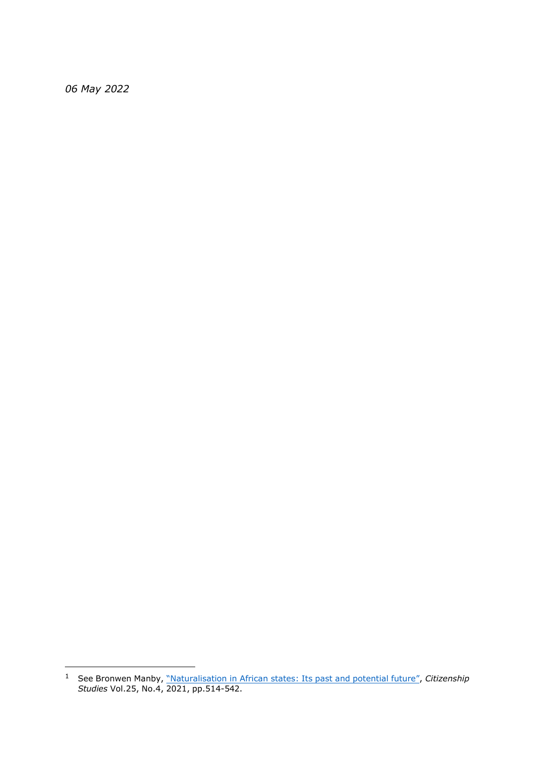*06 May 2022*

---

[1] See Bronwen Manby, "Naturalisation in African states: Its past and potential future", *Citizenship Studies* Vol.25, No.4, 2021, pp.514-542.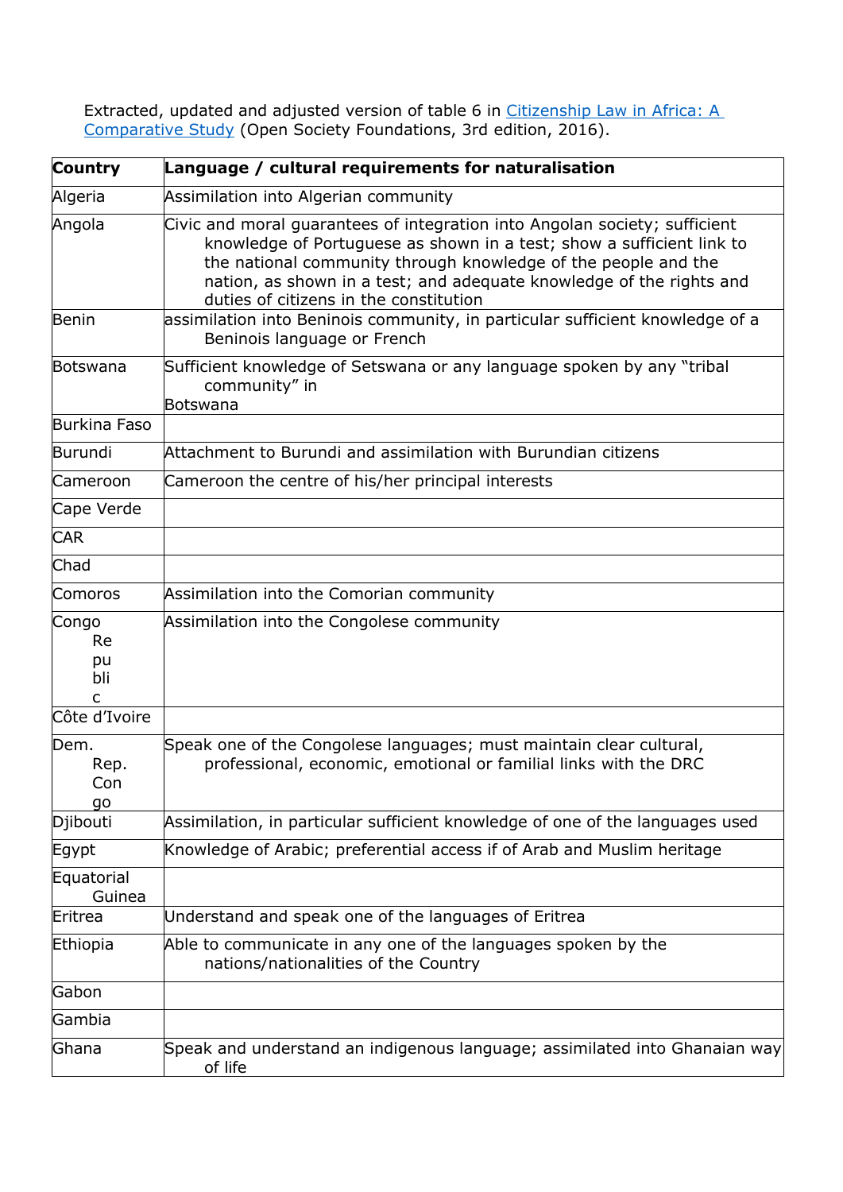Extracted, updated and adjusted version of table 6 in [Citizenship Law in Africa: A Comparative Study](#) (Open Society Foundations, 3rd edition, 2016).

| Country | Language / cultural requirements for naturalisation |
|---|---|
| Algeria | Assimilation into Algerian community |
| Angola | Civic and moral guarantees of integration into Angolan society; sufficient knowledge of Portuguese as shown in a test; show a sufficient link to the national community through knowledge of the people and the nation, as shown in a test; and adequate knowledge of the rights and duties of citizens in the constitution |
| Benin | assimilation into Beninois community, in particular sufficient knowledge of a Beninois language or French |
| Botswana | Sufficient knowledge of Setswana or any language spoken by any "tribal community" in Botswana |
| Burkina Faso | |
| Burundi | Attachment to Burundi and assimilation with Burundian citizens |
| Cameroon | Cameroon the centre of his/her principal interests |
| Cape Verde | |
| CAR | |
| Chad | |
| Comoros | Assimilation into the Comorian community |
| Congo Republic | Assimilation into the Congolese community |
| Côte d'Ivoire | |
| Dem. Rep. Congo | Speak one of the Congolese languages; must maintain clear cultural, professional, economic, emotional or familial links with the DRC |
| Djibouti | Assimilation, in particular sufficient knowledge of one of the languages used |
| Egypt | Knowledge of Arabic; preferential access if of Arab and Muslim heritage |
| Equatorial Guinea | |
| Eritrea | Understand and speak one of the languages of Eritrea |
| Ethiopia | Able to communicate in any one of the languages spoken by the nations/nationalities of the Country |
| Gabon | |
| Gambia | |
| Ghana | Speak and understand an indigenous language; assimilated into Ghanaian way of life |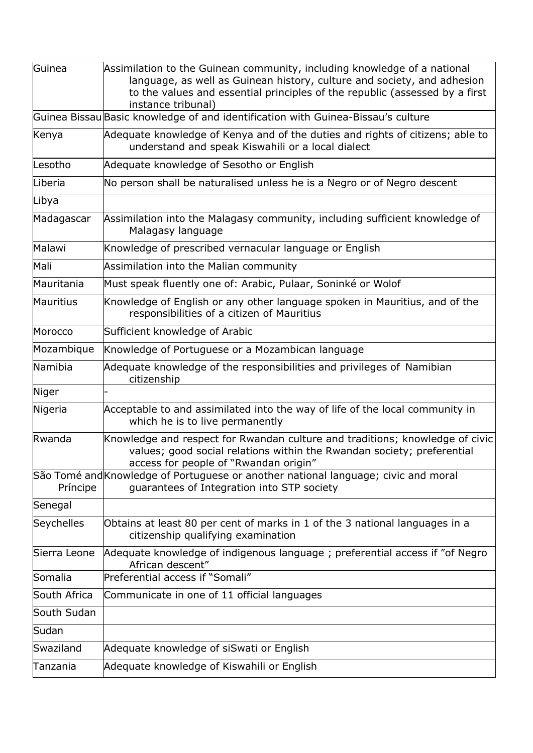| | |
|---|---|
| Guinea | Assimilation to the Guinean community, including knowledge of a national language, as well as Guinean history, culture and society, and adhesion to the values and essential principles of the republic (assessed by a first instance tribunal) |
| Guinea Bissau | Basic knowledge of and identification with Guinea-Bissau's culture |
| Kenya | Adequate knowledge of Kenya and of the duties and rights of citizens; able to understand and speak Kiswahili or a local dialect |
| Lesotho | Adequate knowledge of Sesotho or English |
| Liberia | No person shall be naturalised unless he is a Negro or of Negro descent |
| Libya | |
| Madagascar | Assimilation into the Malagasy community, including sufficient knowledge of Malagasy language |
| Malawi | Knowledge of prescribed vernacular language or English |
| Mali | Assimilation into the Malian community |
| Mauritania | Must speak fluently one of: Arabic, Pulaar, Soninké or Wolof |
| Mauritius | Knowledge of English or any other language spoken in Mauritius, and of the responsibilities of a citizen of Mauritius |
| Morocco | Sufficient knowledge of Arabic |
| Mozambique | Knowledge of Portuguese or a Mozambican language |
| Namibia | Adequate knowledge of the responsibilities and privileges of Namibian citizenship |
| Niger | - |
| Nigeria | Acceptable to and assimilated into the way of life of the local community in which he is to live permanently |
| Rwanda | Knowledge and respect for Rwandan culture and traditions; knowledge of civic values; good social relations within the Rwandan society; preferential access for people of "Rwandan origin" |
| São Tomé and Príncipe | Knowledge of Portuguese or another national language; civic and moral guarantees of Integration into STP society |
| Senegal | |
| Seychelles | Obtains at least 80 per cent of marks in 1 of the 3 national languages in a citizenship qualifying examination |
| Sierra Leone | Adequate knowledge of indigenous language ; preferential access if "of Negro African descent" |
| Somalia | Preferential access if "Somali" |
| South Africa | Communicate in one of 11 official languages |
| South Sudan | |
| Sudan | |
| Swaziland | Adequate knowledge of siSwati or English |
| Tanzania | Adequate knowledge of Kiswahili or English |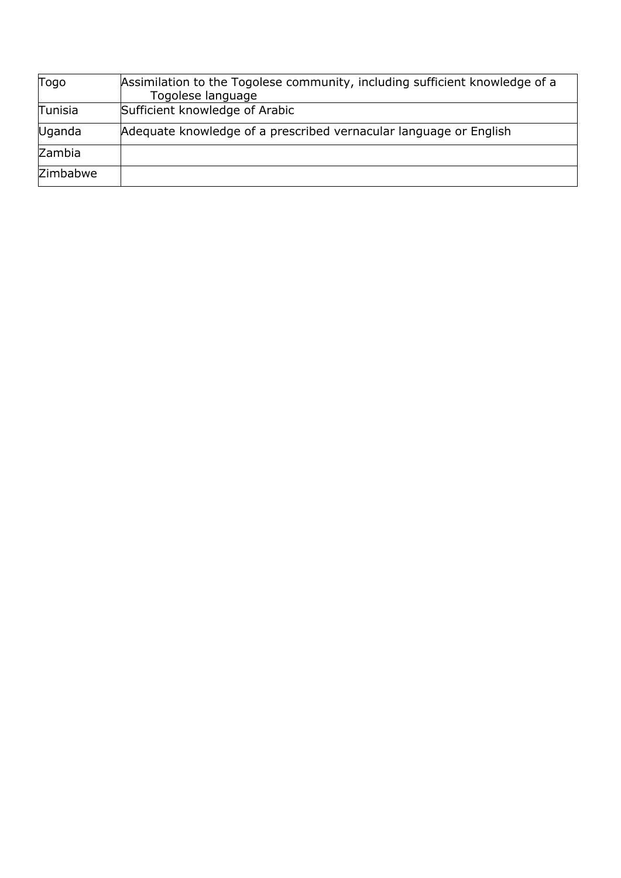| | |
|---|---|
| Togo | Assimilation to the Togolese community, including sufficient knowledge of a Togolese language |
| Tunisia | Sufficient knowledge of Arabic |
| Uganda | Adequate knowledge of a prescribed vernacular language or English |
| Zambia | |
| Zimbabwe | |